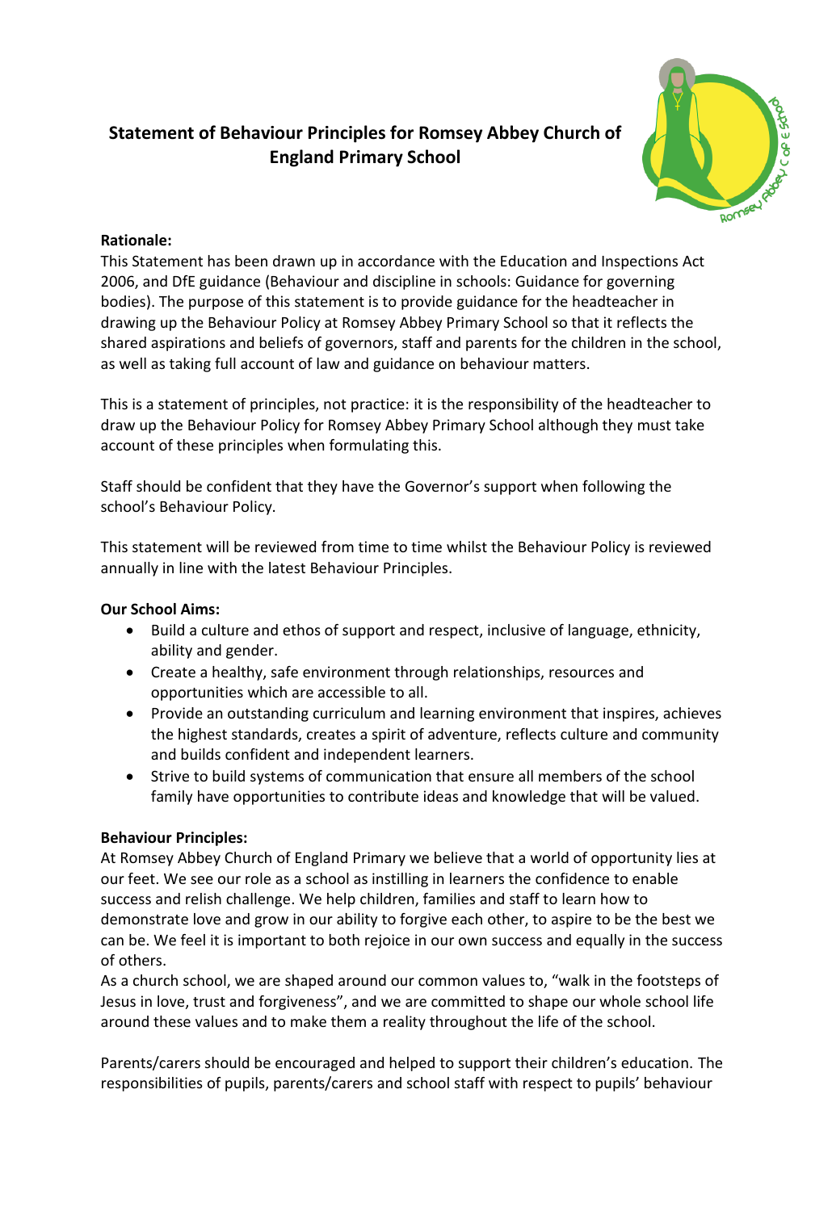# Statement of Behaviour Principles for Romsey Abbey Church of England Primary School

**Rationale:**

This Statement has been drawn up in accordance with the Education and Inspections Act 2006, and DfE guidance (Behaviour and discipline in schools: Guidance for governing bodies). The purpose of this statement is to provide guidance for the headteacher in drawing up the Behaviour Policy at Romsey Abbey Primary School so that it reflects the shared aspirations and beliefs of governors, staff and parents for the children in the school, as well as taking full account of law and guidance on behaviour matters.

This is a statement of principles, not practice: it is the responsibility of the headteacher to draw up the Behaviour Policy for Romsey Abbey Primary School although they must take account of these principles when formulating this.

Staff should be confident that they have the Governor's support when following the school's Behaviour Policy.

This statement will be reviewed from time to time whilst the Behaviour Policy is reviewed annually in line with the latest Behaviour Principles.

**Our School Aims:**

- Build a culture and ethos of support and respect, inclusive of language, ethnicity, ability and gender.
- Create a healthy, safe environment through relationships, resources and opportunities which are accessible to all.
- Provide an outstanding curriculum and learning environment that inspires, achieves the highest standards, creates a spirit of adventure, reflects culture and community and builds confident and independent learners.
- Strive to build systems of communication that ensure all members of the school family have opportunities to contribute ideas and knowledge that will be valued.

**Behaviour Principles:**

At Romsey Abbey Church of England Primary we believe that a world of opportunity lies at our feet. We see our role as a school as instilling in learners the confidence to enable success and relish challenge. We help children, families and staff to learn how to demonstrate love and grow in our ability to forgive each other, to aspire to be the best we can be. We feel it is important to both rejoice in our own success and equally in the success of others.

As a church school, we are shaped around our common values to, "walk in the footsteps of Jesus in love, trust and forgiveness", and we are committed to shape our whole school life around these values and to make them a reality throughout the life of the school.

Parents/carers should be encouraged and helped to support their children's education. The responsibilities of pupils, parents/carers and school staff with respect to pupils' behaviour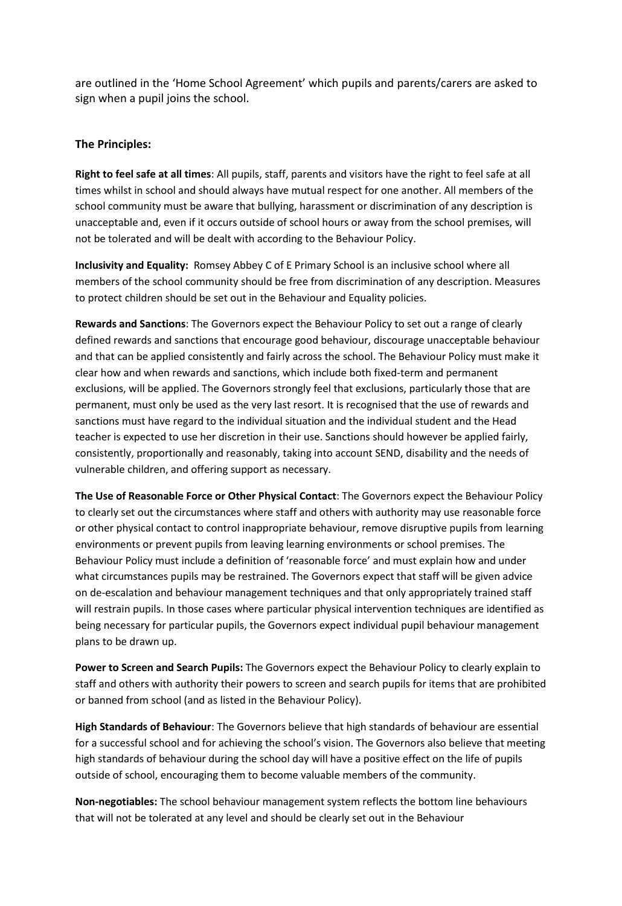are outlined in the 'Home School Agreement' which pupils and parents/carers are asked to sign when a pupil joins the school.

### The Principles:

**Right to feel safe at all times**: All pupils, staff, parents and visitors have the right to feel safe at all times whilst in school and should always have mutual respect for one another. All members of the school community must be aware that bullying, harassment or discrimination of any description is unacceptable and, even if it occurs outside of school hours or away from the school premises, will not be tolerated and will be dealt with according to the Behaviour Policy.

**Inclusivity and Equality:** Romsey Abbey C of E Primary School is an inclusive school where all members of the school community should be free from discrimination of any description. Measures to protect children should be set out in the Behaviour and Equality policies.

**Rewards and Sanctions**: The Governors expect the Behaviour Policy to set out a range of clearly defined rewards and sanctions that encourage good behaviour, discourage unacceptable behaviour and that can be applied consistently and fairly across the school. The Behaviour Policy must make it clear how and when rewards and sanctions, which include both fixed-term and permanent exclusions, will be applied. The Governors strongly feel that exclusions, particularly those that are permanent, must only be used as the very last resort. It is recognised that the use of rewards and sanctions must have regard to the individual situation and the individual student and the Head teacher is expected to use her discretion in their use. Sanctions should however be applied fairly, consistently, proportionally and reasonably, taking into account SEND, disability and the needs of vulnerable children, and offering support as necessary.

**The Use of Reasonable Force or Other Physical Contact**: The Governors expect the Behaviour Policy to clearly set out the circumstances where staff and others with authority may use reasonable force or other physical contact to control inappropriate behaviour, remove disruptive pupils from learning environments or prevent pupils from leaving learning environments or school premises. The Behaviour Policy must include a definition of 'reasonable force' and must explain how and under what circumstances pupils may be restrained. The Governors expect that staff will be given advice on de-escalation and behaviour management techniques and that only appropriately trained staff will restrain pupils. In those cases where particular physical intervention techniques are identified as being necessary for particular pupils, the Governors expect individual pupil behaviour management plans to be drawn up.

**Power to Screen and Search Pupils:** The Governors expect the Behaviour Policy to clearly explain to staff and others with authority their powers to screen and search pupils for items that are prohibited or banned from school (and as listed in the Behaviour Policy).

**High Standards of Behaviour**: The Governors believe that high standards of behaviour are essential for a successful school and for achieving the school's vision. The Governors also believe that meeting high standards of behaviour during the school day will have a positive effect on the life of pupils outside of school, encouraging them to become valuable members of the community.

**Non-negotiables:** The school behaviour management system reflects the bottom line behaviours that will not be tolerated at any level and should be clearly set out in the Behaviour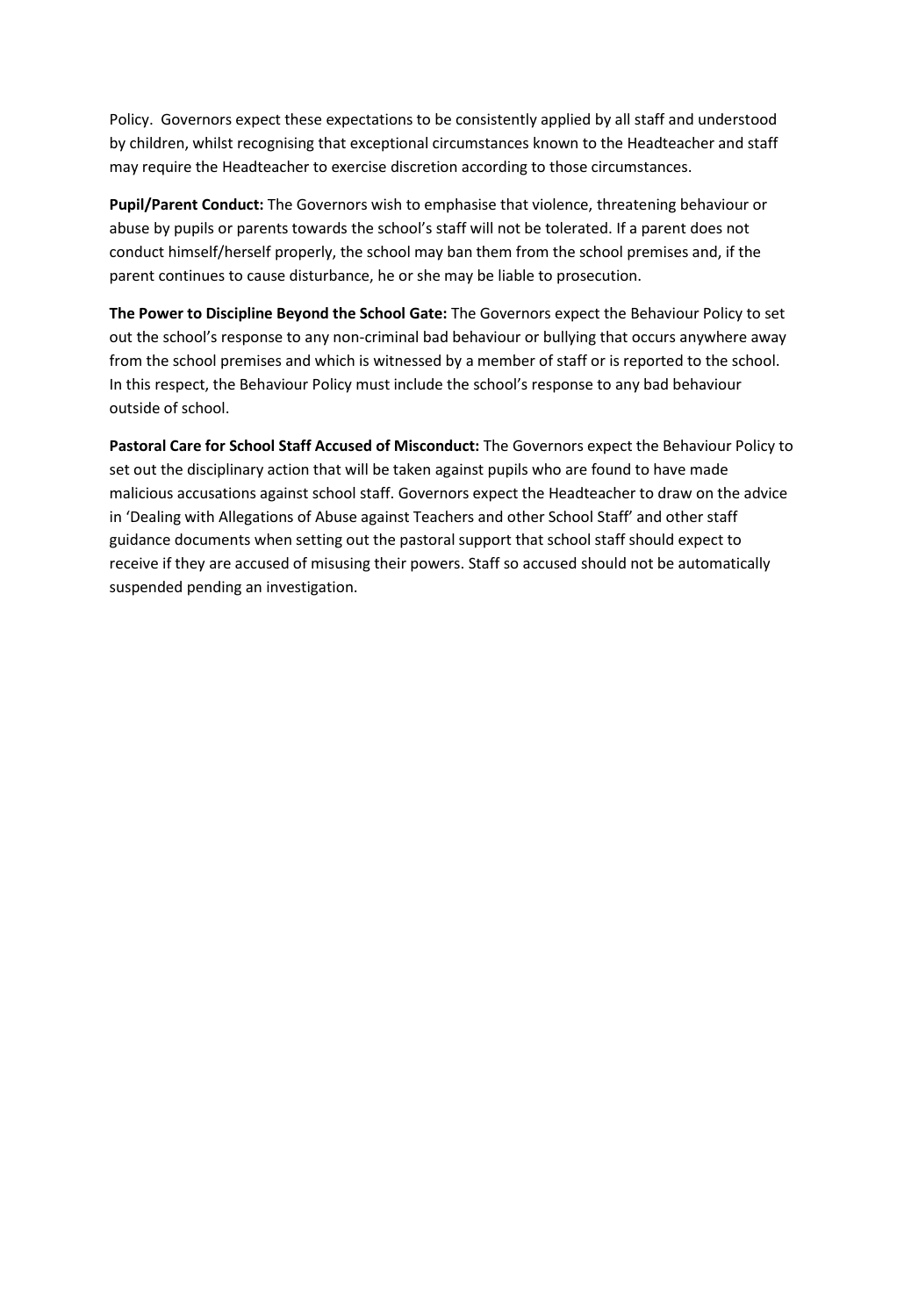Policy. Governors expect these expectations to be consistently applied by all staff and understood by children, whilst recognising that exceptional circumstances known to the Headteacher and staff may require the Headteacher to exercise discretion according to those circumstances.

**Pupil/Parent Conduct:** The Governors wish to emphasise that violence, threatening behaviour or abuse by pupils or parents towards the school's staff will not be tolerated. If a parent does not conduct himself/herself properly, the school may ban them from the school premises and, if the parent continues to cause disturbance, he or she may be liable to prosecution.

**The Power to Discipline Beyond the School Gate:** The Governors expect the Behaviour Policy to set out the school's response to any non-criminal bad behaviour or bullying that occurs anywhere away from the school premises and which is witnessed by a member of staff or is reported to the school. In this respect, the Behaviour Policy must include the school's response to any bad behaviour outside of school.

**Pastoral Care for School Staff Accused of Misconduct:** The Governors expect the Behaviour Policy to set out the disciplinary action that will be taken against pupils who are found to have made malicious accusations against school staff. Governors expect the Headteacher to draw on the advice in 'Dealing with Allegations of Abuse against Teachers and other School Staff' and other staff guidance documents when setting out the pastoral support that school staff should expect to receive if they are accused of misusing their powers. Staff so accused should not be automatically suspended pending an investigation.